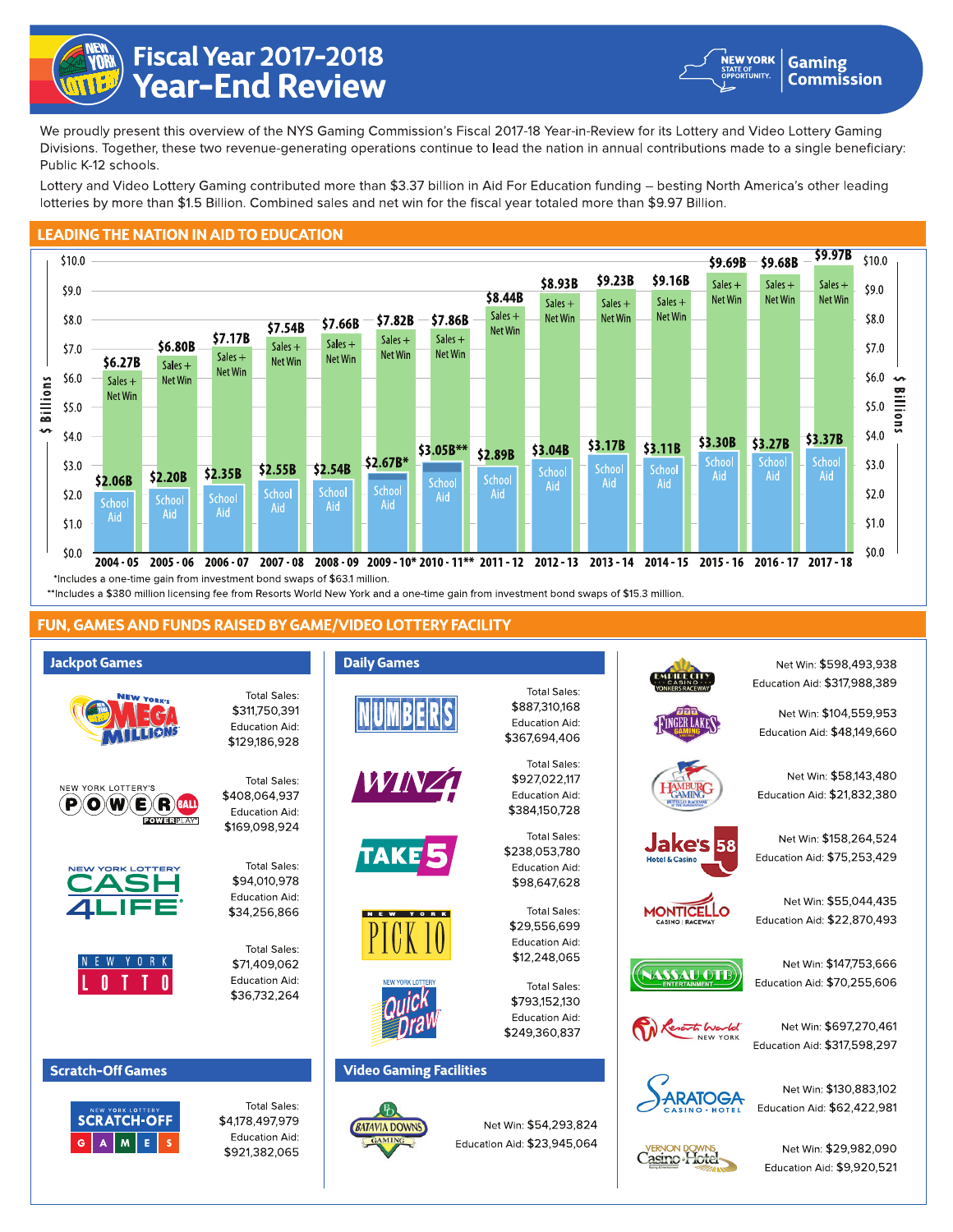# Fiscal Year 2017-2018 Year-End Review

New York State of Opportunity | Gaming Commission

We proudly present this overview of the NYS Gaming Commission's Fiscal 2017-18 Year-in-Review for its Lottery and Video Lottery Gaming Divisions. Together, these two revenue-generating operations continue to lead the nation in annual contributions made to a single beneficiary: Public K-12 schools.

Lottery and Video Lottery Gaming contributed more than $3.37 billion in Aid For Education funding – besting North America's other leading lotteries by more than $1.5 Billion. Combined sales and net win for the fiscal year totaled more than $9.97 Billion.

## LEADING THE NATION IN AID TO EDUCATION

| Fiscal Year | Sales + Net Win | School Aid |
|---|---|---|
| 2004 - 05 | $6.27B | $2.06B |
| 2005 - 06 | $6.80B | $2.20B |
| 2006 - 07 | $7.17B | $2.35B |
| 2007 - 08 | $7.54B | $2.55B |
| 2008 - 09 | $7.66B | $2.54B |
| 2009 - 10* | $7.82B | $2.67B* |
| 2010 - 11** | $7.86B | $3.05B** |
| 2011 - 12 | $8.44B | $2.89B |
| 2012 - 13 | $8.93B | $3.04B |
| 2013 - 14 | $9.23B | $3.17B |
| 2014 - 15 | $9.16B | $3.11B |
| 2015 - 16 | $9.69B | $3.30B |
| 2016 - 17 | $9.68B | $3.27B |
| 2017 - 18 | $9.97B | $3.37B |

*Includes a one-time gain from investment bond swaps of $63.1 million.

**Includes a $380 million licensing fee from Resorts World New York and a one-time gain from investment bond swaps of $15.3 million.

## FUN, GAMES AND FUNDS RAISED BY GAME/VIDEO LOTTERY FACILITY

### Jackpot Games

| Game | Total Sales | Education Aid |
|---|---|---|
| Mega Millions | $311,750,391 | $129,186,928 |
| Powerball | $408,064,937 | $169,098,924 |
| Cash 4 Life | $94,010,978 | $34,256,866 |
| New York Lotto | $71,409,062 | $36,732,264 |

### Scratch-Off Games

| Game | Total Sales | Education Aid |
|---|---|---|
| Scratch-Off Games | $4,178,497,979 | $921,382,065 |

### Daily Games

| Game | Total Sales | Education Aid |
|---|---|---|
| Numbers | $887,310,168 | $367,694,406 |
| Win 4 | $927,022,117 | $384,150,728 |
| Take 5 | $238,053,780 | $98,647,628 |
| Pick 10 | $29,556,699 | $12,248,065 |
| Quick Draw | $793,152,130 | $249,360,837 |

### Video Gaming Facilities

| Facility | Net Win | Education Aid |
|---|---|---|
| Batavia Downs Gaming | $54,293,824 | $23,945,064 |
| Empire City Casino | $598,493,938 | $317,988,389 |
| Finger Lakes Gaming | $104,559,953 | $48,149,660 |
| Hamburg Gaming | $58,143,480 | $21,832,380 |
| Jake's 58 Hotel & Casino | $158,264,524 | $75,253,429 |
| Monticello Casino & Raceway | $55,044,435 | $22,870,493 |
| Nassau OTB | $147,753,666 | $70,255,606 |
| Resorts World New York | $697,270,461 | $317,598,297 |
| Saratoga Casino Hotel | $130,883,102 | $62,422,981 |
| Vernon Downs Casino Hotel | $29,982,090 | $9,920,521 |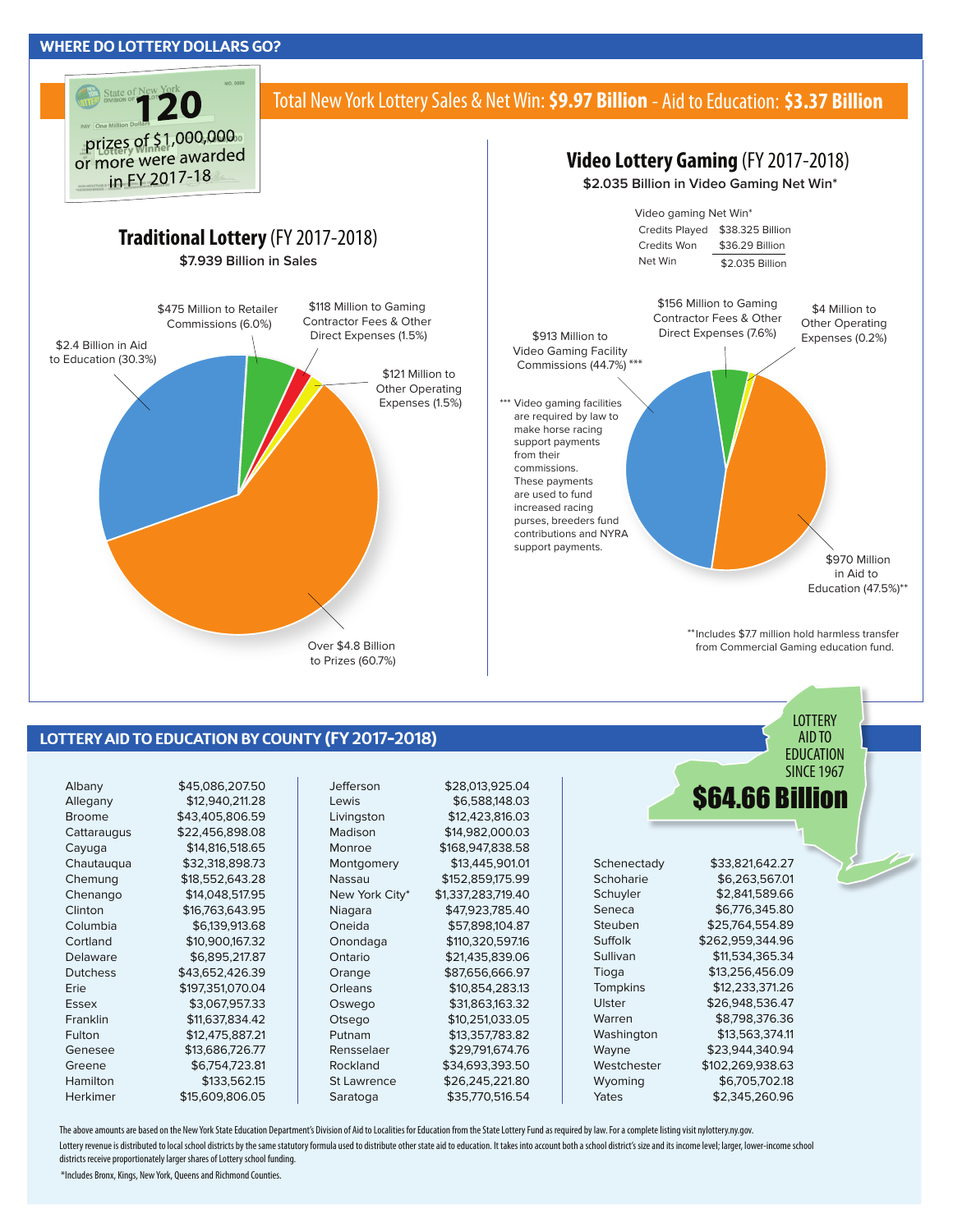## WHERE DO LOTTERY DOLLARS GO?

120 prizes of $1,000,000 or more were awarded in FY 2017-18

Total New York Lottery Sales & Net Win: **$9.97 Billion** - Aid to Education: **$3.37 Billion**

### Traditional Lottery (FY 2017-2018)

**$7.939 Billion in Sales**

$2.4 Billion in Aid to Education (30.3%)

$475 Million to Retailer Commissions (6.0%)

$118 Million to Gaming Contractor Fees & Other Direct Expenses (1.5%)

$121 Million to Other Operating Expenses (1.5%)

Over $4.8 Billion to Prizes (60.7%)

### Video Lottery Gaming (FY 2017-2018)

**$2.035 Billion in Video Gaming Net Win***

Video gaming Net Win*

| | |
|---|---|
| Credits Played | $38.325 Billion |
| Credits Won | $36.29 Billion |
| Net Win | $2.035 Billion |

$913 Million to Video Gaming Facility Commissions (44.7%) ***

$156 Million to Gaming Contractor Fees & Other Direct Expenses (7.6%)

$4 Million to Other Operating Expenses (0.2%)

$970 Million in Aid to Education (47.5%)**

*** Video gaming facilities are required by law to make horse racing support payments from their commissions. These payments are used to fund increased racing purses, breeders fund contributions and NYRA support payments.

**Includes $7.7 million hold harmless transfer from Commercial Gaming education fund.

## LOTTERY AID TO EDUCATION BY COUNTY (FY 2017-2018)

LOTTERY AID TO EDUCATION SINCE 1967

**$64.66 Billion**

| | | | | | |
|---|---|---|---|---|---|
| Albany | $45,086,207.50 | Jefferson | $28,013,925.04 | Schenectady | $33,821,642.27 |
| Allegany | $12,940,211.28 | Lewis | $6,588,148.03 | Schoharie | $6,263,567.01 |
| Broome | $43,405,806.59 | Livingston | $12,423,816.03 | Schuyler | $2,841,589.66 |
| Cattaraugus | $22,456,898.08 | Madison | $14,982,000.03 | Seneca | $6,776,345.80 |
| Cayuga | $14,816,518.65 | Monroe | $168,947,838.58 | Steuben | $25,764,554.89 |
| Chautauqua | $32,318,898.73 | Montgomery | $13,445,901.01 | Suffolk | $262,959,344.96 |
| Chemung | $18,552,643.28 | Nassau | $152,859,175.99 | Sullivan | $11,534,365.34 |
| Chenango | $14,048,517.95 | New York City* | $1,337,283,719.40 | Tioga | $13,256,456.09 |
| Clinton | $16,763,643.95 | Niagara | $47,923,785.40 | Tompkins | $12,233,371.26 |
| Columbia | $6,139,913.68 | Oneida | $57,898,104.87 | Ulster | $26,948,536.47 |
| Cortland | $10,900,167.32 | Onondaga | $110,320,597.16 | Warren | $8,798,376.36 |
| Delaware | $6,895,217.87 | Ontario | $21,435,839.06 | Washington | $13,563,374.11 |
| Dutchess | $43,652,426.39 | Orange | $87,656,666.97 | Wayne | $23,944,340.94 |
| Erie | $197,351,070.04 | Orleans | $10,854,283.13 | Westchester | $102,269,938.63 |
| Essex | $3,067,957.33 | Oswego | $31,863,163.32 | Wyoming | $6,705,702.18 |
| Franklin | $11,637,834.42 | Otsego | $10,251,033.05 | Yates | $2,345,260.96 |
| Fulton | $12,475,887.21 | Putnam | $13,357,783.82 | | |
| Genesee | $13,686,726.77 | Rensselaer | $29,791,674.76 | | |
| Greene | $6,754,723.81 | Rockland | $34,693,393.50 | | |
| Hamilton | $133,562.15 | St Lawrence | $26,245,221.80 | | |
| Herkimer | $15,609,806.05 | Saratoga | $35,770,516.54 | | |

The above amounts are based on the New York State Education Department's Division of Aid to Localities for Education from the State Lottery Fund as required by law. For a complete listing visit nylottery.ny.gov.

Lottery revenue is distributed to local school districts by the same statutory formula used to distribute other state aid to education. It takes into account both a school district's size and its income level; larger, lower-income school districts receive proportionately larger shares of Lottery school funding.

*Includes Bronx, Kings, New York, Queens and Richmond Counties.